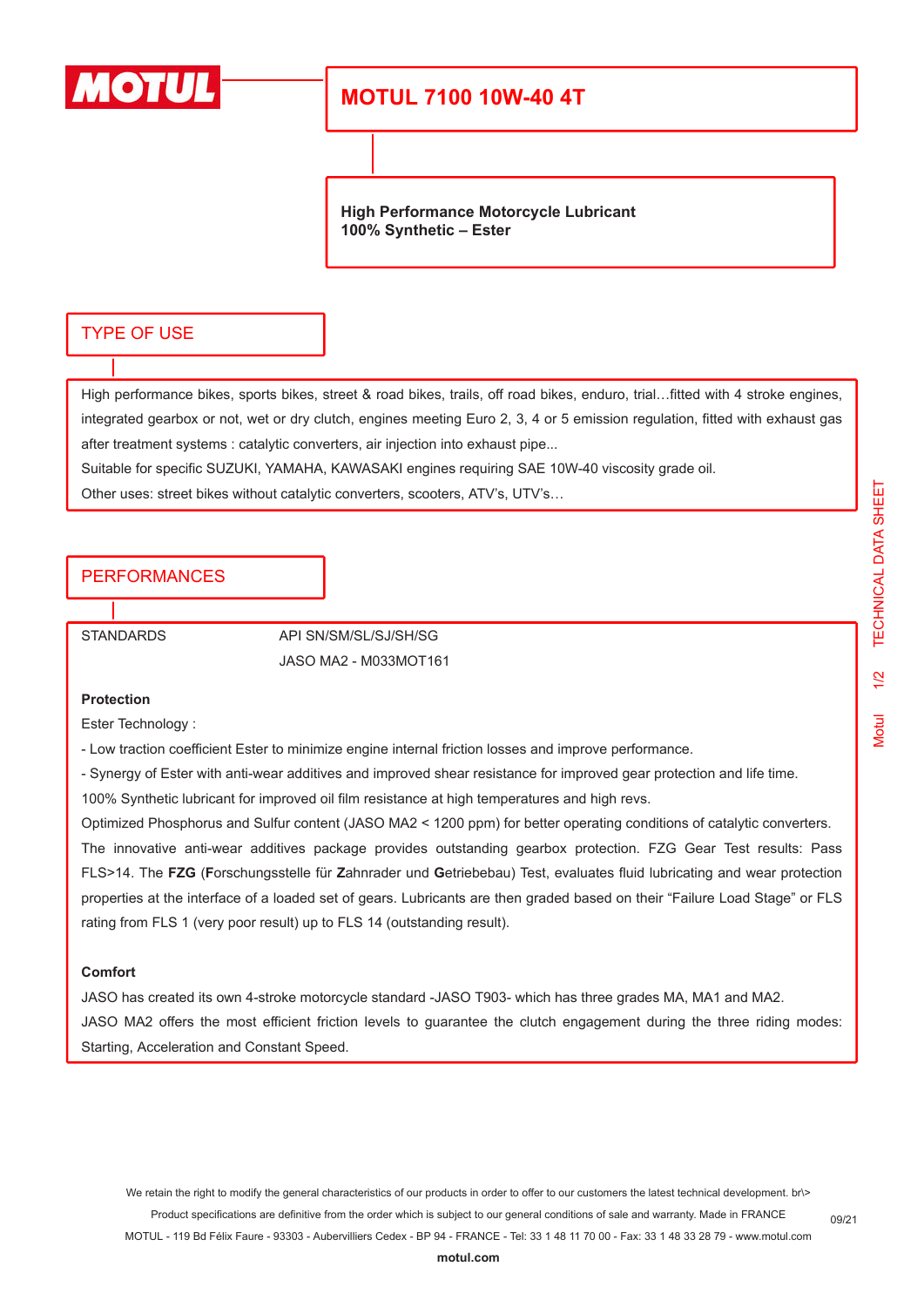# MOTUL 7100 10W-40 4T

**High Performance Motorcycle Lubricant**
**100% Synthetic – Ester**

## TYPE OF USE

High performance bikes, sports bikes, street & road bikes, trails, off road bikes, enduro, trial…fitted with 4 stroke engines, integrated gearbox or not, wet or dry clutch, engines meeting Euro 2, 3, 4 or 5 emission regulation, fitted with exhaust gas after treatment systems : catalytic converters, air injection into exhaust pipe...

Suitable for specific SUZUKI, YAMAHA, KAWASAKI engines requiring SAE 10W-40 viscosity grade oil.

Other uses: street bikes without catalytic converters, scooters, ATV's, UTV's…

## PERFORMANCES

| STANDARDS | API SN/SM/SL/SJ/SH/SG |
|---|---|
| | JASO MA2 - M033MOT161 |

**Protection**

Ester Technology :

- Low traction coefficient Ester to minimize engine internal friction losses and improve performance.
- Synergy of Ester with anti-wear additives and improved shear resistance for improved gear protection and life time.

100% Synthetic lubricant for improved oil film resistance at high temperatures and high revs.

Optimized Phosphorus and Sulfur content (JASO MA2 < 1200 ppm) for better operating conditions of catalytic converters.

The innovative anti-wear additives package provides outstanding gearbox protection. FZG Gear Test results: Pass FLS>14. The **FZG** (**F**orschungsstelle für **Z**ahnrader und **G**etriebebau) Test, evaluates fluid lubricating and wear protection properties at the interface of a loaded set of gears. Lubricants are then graded based on their "Failure Load Stage" or FLS rating from FLS 1 (very poor result) up to FLS 14 (outstanding result).

**Comfort**

JASO has created its own 4-stroke motorcycle standard -JASO T903- which has three grades MA, MA1 and MA2.

JASO MA2 offers the most efficient friction levels to guarantee the clutch engagement during the three riding modes: Starting, Acceleration and Constant Speed.

We retain the right to modify the general characteristics of our products in order to offer to our customers the latest technical development. br\>
Product specifications are definitive from the order which is subject to our general conditions of sale and warranty. Made in FRANCE
MOTUL - 119 Bd Félix Faure - 93303 - Aubervilliers Cedex - BP 94 - FRANCE - Tel: 33 1 48 11 70 00 - Fax: 33 1 48 33 28 79 - www.motul.com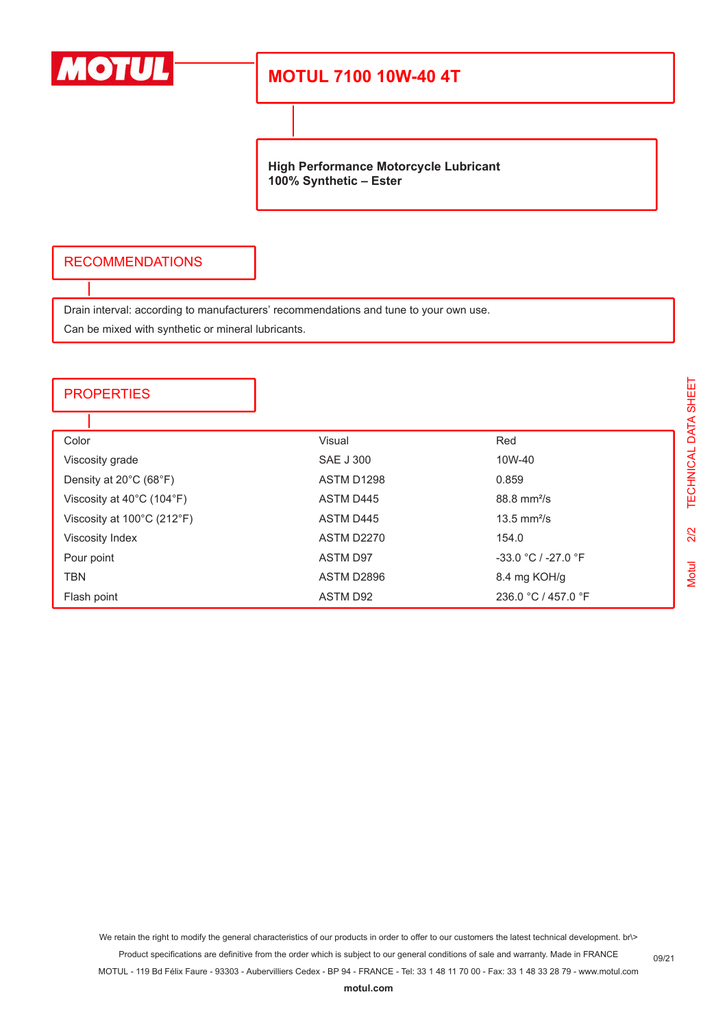# MOTUL 7100 10W-40 4T

**High Performance Motorcycle Lubricant**
**100% Synthetic – Ester**

## RECOMMENDATIONS

Drain interval: according to manufacturers' recommendations and tune to your own use.

Can be mixed with synthetic or mineral lubricants.

## PROPERTIES

| | | |
|---|---|---|
| Color | Visual | Red |
| Viscosity grade | SAE J 300 | 10W-40 |
| Density at 20°C (68°F) | ASTM D1298 | 0.859 |
| Viscosity at 40°C (104°F) | ASTM D445 | 88.8 mm²/s |
| Viscosity at 100°C (212°F) | ASTM D445 | 13.5 mm²/s |
| Viscosity Index | ASTM D2270 | 154.0 |
| Pour point | ASTM D97 | -33.0 °C / -27.0 °F |
| TBN | ASTM D2896 | 8.4 mg KOH/g |
| Flash point | ASTM D92 | 236.0 °C / 457.0 °F |

We retain the right to modify the general characteristics of our products in order to offer to our customers the latest technical development. br\>
Product specifications are definitive from the order which is subject to our general conditions of sale and warranty. Made in FRANCE
MOTUL - 119 Bd Félix Faure - 93303 - Aubervilliers Cedex - BP 94 - FRANCE - Tel: 33 1 48 11 70 00 - Fax: 33 1 48 33 28 79 - www.motul.com

09/21

**motul.com**